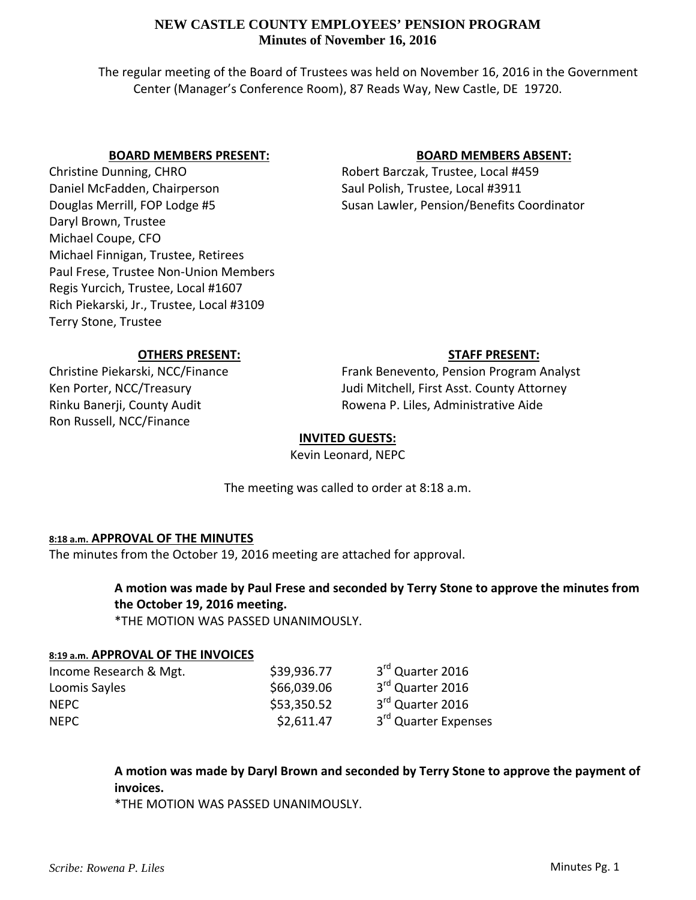# NEW CASTLE COUNTY EMPLOYEES' PENSION PROGRAM
## Minutes of November 16, 2016

The regular meeting of the Board of Trustees was held on November 16, 2016 in the Government Center (Manager's Conference Room), 87 Reads Way, New Castle, DE 19720.

**BOARD MEMBERS PRESENT:**

Christine Dunning, CHRO
Daniel McFadden, Chairperson
Douglas Merrill, FOP Lodge #5
Daryl Brown, Trustee
Michael Coupe, CFO
Michael Finnigan, Trustee, Retirees
Paul Frese, Trustee Non-Union Members
Regis Yurcich, Trustee, Local #1607
Rich Piekarski, Jr., Trustee, Local #3109
Terry Stone, Trustee

**BOARD MEMBERS ABSENT:**

Robert Barczak, Trustee, Local #459
Saul Polish, Trustee, Local #3911
Susan Lawler, Pension/Benefits Coordinator

**OTHERS PRESENT:**

Christine Piekarski, NCC/Finance
Ken Porter, NCC/Treasury
Rinku Banerji, County Audit
Ron Russell, NCC/Finance

**STAFF PRESENT:**

Frank Benevento, Pension Program Analyst
Judi Mitchell, First Asst. County Attorney
Rowena P. Liles, Administrative Aide

**INVITED GUESTS:**

Kevin Leonard, NEPC

The meeting was called to order at 8:18 a.m.

**8:18 a.m. APPROVAL OF THE MINUTES**

The minutes from the October 19, 2016 meeting are attached for approval.

> **A motion was made by Paul Frese and seconded by Terry Stone to approve the minutes from the October 19, 2016 meeting.**
> *THE MOTION WAS PASSED UNANIMOUSLY.

**8:19 a.m. APPROVAL OF THE INVOICES**

| | | |
|---|---|---|
| Income Research & Mgt. | $39,936.77 | 3rd Quarter 2016 |
| Loomis Sayles | $66,039.06 | 3rd Quarter 2016 |
| NEPC | $53,350.52 | 3rd Quarter 2016 |
| NEPC | $2,611.47 | 3rd Quarter Expenses |

> **A motion was made by Daryl Brown and seconded by Terry Stone to approve the payment of invoices.**
> *THE MOTION WAS PASSED UNANIMOUSLY.

*Scribe: Rowena P. Liles*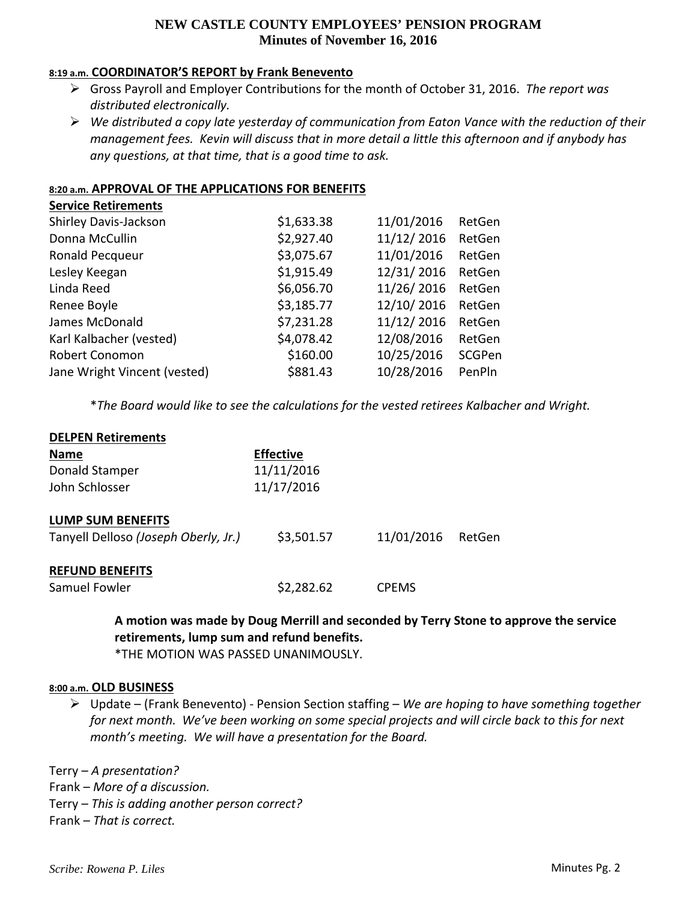# NEW CASTLE COUNTY EMPLOYEES' PENSION PROGRAM
## Minutes of November 16, 2016

**8:19 a.m. COORDINATOR'S REPORT by Frank Benevento**

- Gross Payroll and Employer Contributions for the month of October 31, 2016. *The report was distributed electronically.*
- *We distributed a copy late yesterday of communication from Eaton Vance with the reduction of their management fees. Kevin will discuss that in more detail a little this afternoon and if anybody has any questions, at that time, that is a good time to ask.*

**8:20 a.m. APPROVAL OF THE APPLICATIONS FOR BENEFITS**

**Service Retirements**

| | | | |
|---|---|---|---|
| Shirley Davis-Jackson | $1,633.38 | 11/01/2016 | RetGen |
| Donna McCullin | $2,927.40 | 11/12/ 2016 | RetGen |
| Ronald Pecqueur | $3,075.67 | 11/01/2016 | RetGen |
| Lesley Keegan | $1,915.49 | 12/31/ 2016 | RetGen |
| Linda Reed | $6,056.70 | 11/26/ 2016 | RetGen |
| Renee Boyle | $3,185.77 | 12/10/ 2016 | RetGen |
| James McDonald | $7,231.28 | 11/12/ 2016 | RetGen |
| Karl Kalbacher (vested) | $4,078.42 | 12/08/2016 | RetGen |
| Robert Conomon | $160.00 | 10/25/2016 | SCGPen |
| Jane Wright Vincent (vested) | $881.43 | 10/28/2016 | PenPln |

*The Board would like to see the calculations for the vested retirees Kalbacher and Wright.*

**DELPEN Retirements**

| Name | Effective |
|---|---|
| Donald Stamper | 11/11/2016 |
| John Schlosser | 11/17/2016 |

**LUMP SUM BENEFITS**

| | | | |
|---|---|---|---|
| Tanyell Delloso *(Joseph Oberly, Jr.)* | $3,501.57 | 11/01/2016 | RetGen |

**REFUND BENEFITS**

| | | |
|---|---|---|
| Samuel Fowler | $2,282.62 | CPEMS |

**A motion was made by Doug Merrill and seconded by Terry Stone to approve the service retirements, lump sum and refund benefits.**
*THE MOTION WAS PASSED UNANIMOUSLY.

**8:00 a.m. OLD BUSINESS**

- Update – (Frank Benevento) - Pension Section staffing – *We are hoping to have something together for next month. We've been working on some special projects and will circle back to this for next month's meeting. We will have a presentation for the Board.*

Terry – *A presentation?*
Frank – *More of a discussion.*
Terry – *This is adding another person correct?*
Frank – *That is correct.*

*Scribe: Rowena P. Liles*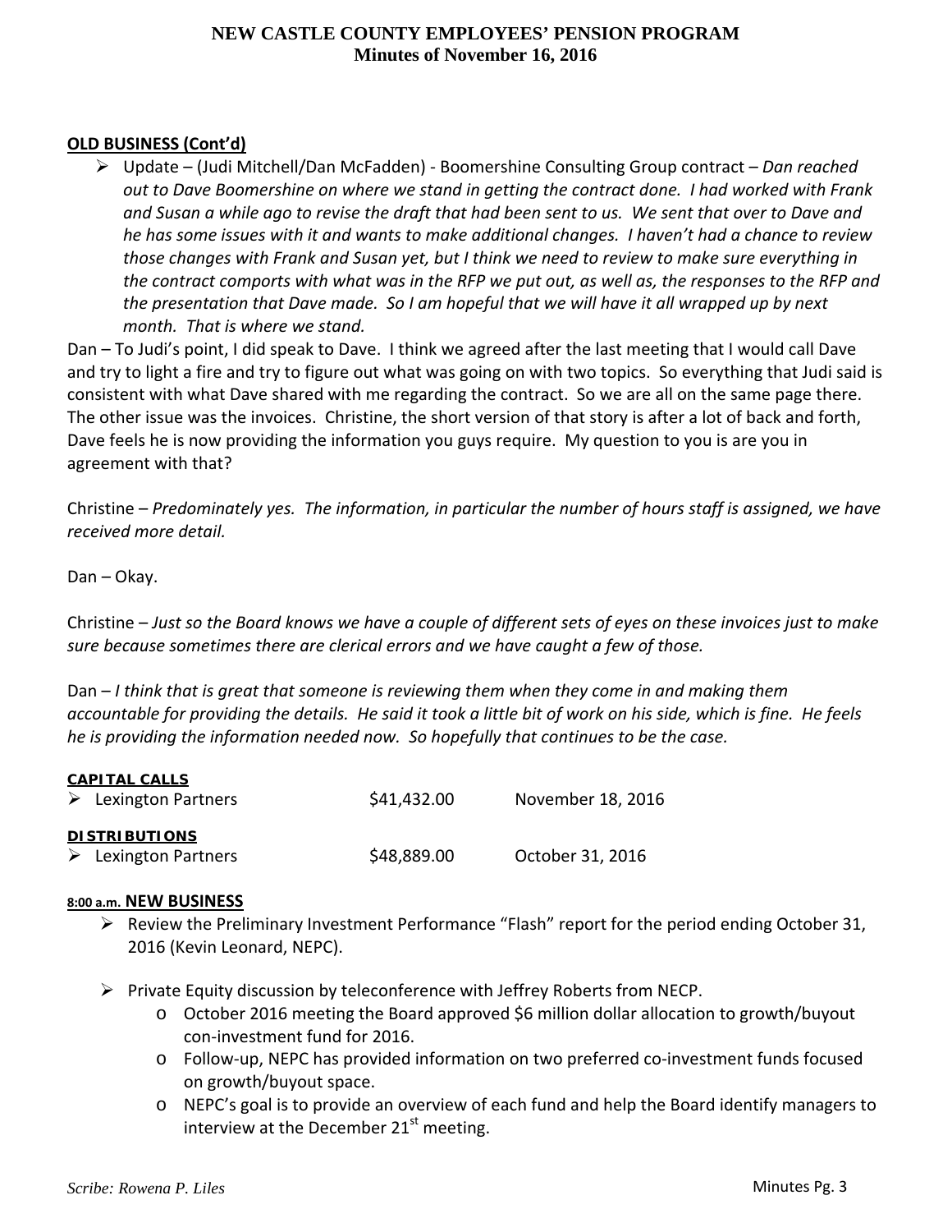**OLD BUSINESS (Cont'd)**

- Update – (Judi Mitchell/Dan McFadden) - Boomershine Consulting Group contract – *Dan reached out to Dave Boomershine on where we stand in getting the contract done. I had worked with Frank and Susan a while ago to revise the draft that had been sent to us. We sent that over to Dave and he has some issues with it and wants to make additional changes. I haven't had a chance to review those changes with Frank and Susan yet, but I think we need to review to make sure everything in the contract comports with what was in the RFP we put out, as well as, the responses to the RFP and the presentation that Dave made. So I am hopeful that we will have it all wrapped up by next month. That is where we stand.*

Dan – To Judi's point, I did speak to Dave. I think we agreed after the last meeting that I would call Dave and try to light a fire and try to figure out what was going on with two topics. So everything that Judi said is consistent with what Dave shared with me regarding the contract. So we are all on the same page there. The other issue was the invoices. Christine, the short version of that story is after a lot of back and forth, Dave feels he is now providing the information you guys require. My question to you is are you in agreement with that?

Christine – *Predominately yes. The information, in particular the number of hours staff is assigned, we have received more detail.*

Dan – Okay.

Christine – *Just so the Board knows we have a couple of different sets of eyes on these invoices just to make sure because sometimes there are clerical errors and we have caught a few of those.*

Dan – *I think that is great that someone is reviewing them when they come in and making them accountable for providing the details. He said it took a little bit of work on his side, which is fine. He feels he is providing the information needed now. So hopefully that continues to be the case.*

**CAPITAL CALLS**

- Lexington Partners $41,432.00 November 18, 2016

**DISTRIBUTIONS**

- Lexington Partners $48,889.00 October 31, 2016

**8:00 a.m. NEW BUSINESS**

- Review the Preliminary Investment Performance "Flash" report for the period ending October 31, 2016 (Kevin Leonard, NEPC).

- Private Equity discussion by teleconference with Jeffrey Roberts from NECP.
  - October 2016 meeting the Board approved $6 million dollar allocation to growth/buyout con-investment fund for 2016.
  - Follow-up, NEPC has provided information on two preferred co-investment funds focused on growth/buyout space.
  - NEPC's goal is to provide an overview of each fund and help the Board identify managers to interview at the December 21st meeting.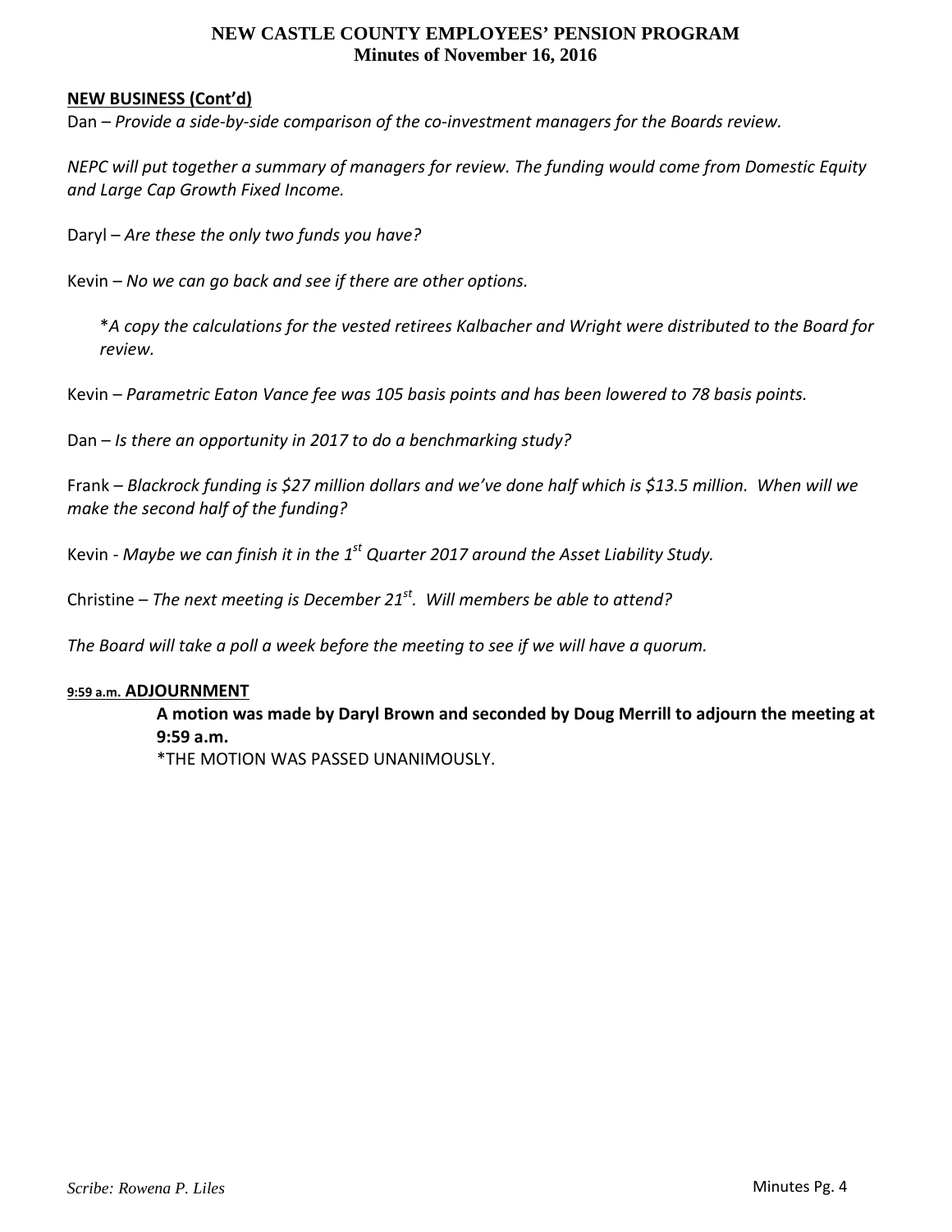**NEW BUSINESS (Cont'd)**

Dan – *Provide a side-by-side comparison of the co-investment managers for the Boards review.*

*NEPC will put together a summary of managers for review. The funding would come from Domestic Equity and Large Cap Growth Fixed Income.*

Daryl – *Are these the only two funds you have?*

Kevin – *No we can go back and see if there are other options.*

> **A copy the calculations for the vested retirees Kalbacher and Wright were distributed to the Board for review.*

Kevin – *Parametric Eaton Vance fee was 105 basis points and has been lowered to 78 basis points.*

Dan – *Is there an opportunity in 2017 to do a benchmarking study?*

Frank – *Blackrock funding is $27 million dollars and we've done half which is $13.5 million. When will we make the second half of the funding?*

Kevin - *Maybe we can finish it in the 1st Quarter 2017 around the Asset Liability Study.*

Christine – *The next meeting is December 21st. Will members be able to attend?*

*The Board will take a poll a week before the meeting to see if we will have a quorum.*

9:59 a.m. **ADJOURNMENT**

> **A motion was made by Daryl Brown and seconded by Doug Merrill to adjourn the meeting at 9:59 a.m.**
> *THE MOTION WAS PASSED UNANIMOUSLY.

*Scribe: Rowena P. Liles*